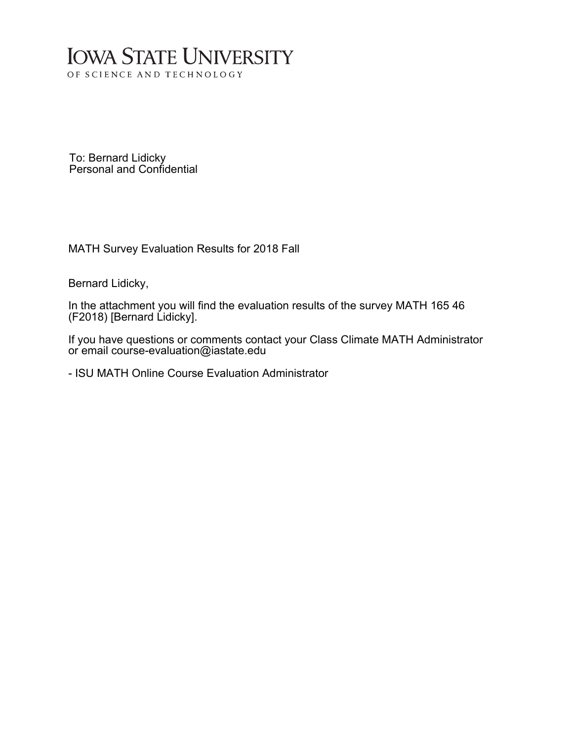# IOWA STATE UNIVERSITY
OF SCIENCE AND TECHNOLOGY

To: Bernard Lidicky
Personal and Confidential

MATH Survey Evaluation Results for 2018 Fall

Bernard Lidicky,

In the attachment you will find the evaluation results of the survey MATH 165 46 (F2018) [Bernard Lidicky].

If you have questions or comments contact your Class Climate MATH Administrator or email course-evaluation@iastate.edu

- ISU MATH Online Course Evaluation Administrator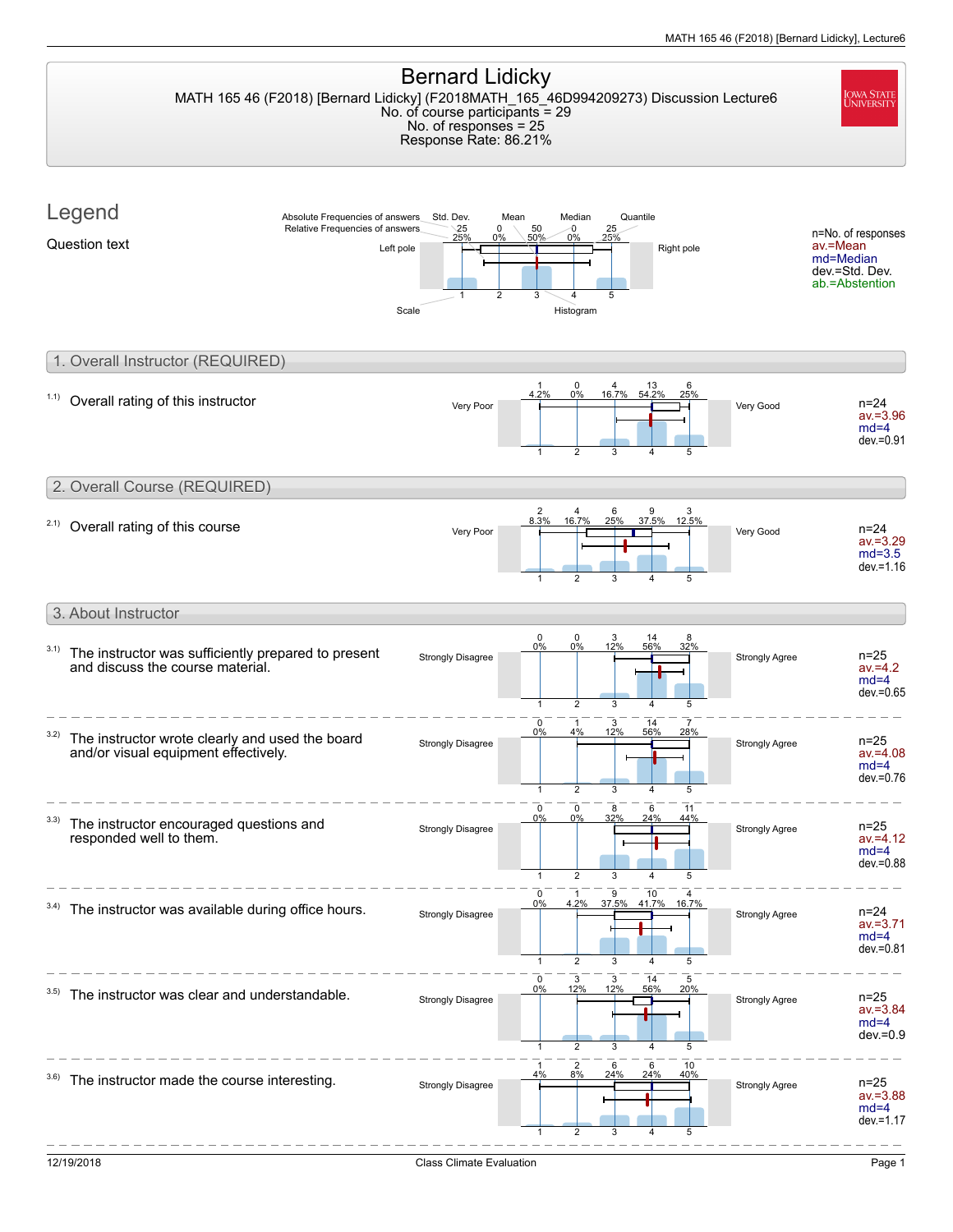# Bernard Lidicky

MATH 165 46 (F2018) [Bernard Lidicky] (F2018MATH_165_46D994209273) Discussion Lecture6
No. of course participants = 29
No. of responses = 25
Response Rate: 86.21%

## Legend

Question text

Legend diagram labels: Absolute Frequencies of answers, Relative Frequencies of answers, Std. Dev., Mean, Median, Quantile, Left pole, Right pole, Scale, Histogram

| 1 | 2 | 3 | 4 | 5 |
|---|---|---|---|---|
| 25 | 0 | 50 | 0 | 25 |
| 25% | 0% | 50% | 0% | 25% |

n=No. of responses
av.=Mean
md=Median
dev.=Std. Dev.
ab.=Abstention

## 1. Overall Instructor (REQUIRED)

1.1) Overall rating of this instructor

Scale: Very Poor (1) – Very Good (5)

| 1 | 2 | 3 | 4 | 5 |
|---|---|---|---|---|
| 1 | 0 | 4 | 13 | 6 |
| 4.2% | 0% | 16.7% | 54.2% | 25% |

n=24
av.=3.96
md=4
dev.=0.91

## 2. Overall Course (REQUIRED)

2.1) Overall rating of this course

Scale: Very Poor (1) – Very Good (5)

| 1 | 2 | 3 | 4 | 5 |
|---|---|---|---|---|
| 2 | 4 | 6 | 9 | 3 |
| 8.3% | 16.7% | 25% | 37.5% | 12.5% |

n=24
av.=3.29
md=3.5
dev.=1.16

## 3. About Instructor

3.1) The instructor was sufficiently prepared to present and discuss the course material.

Scale: Strongly Disagree (1) – Strongly Agree (5)

| 1 | 2 | 3 | 4 | 5 |
|---|---|---|---|---|
| 0 | 0 | 3 | 14 | 8 |
| 0% | 0% | 12% | 56% | 32% |

n=25
av.=4.2
md=4
dev.=0.65

3.2) The instructor wrote clearly and used the board and/or visual equipment effectively.

Scale: Strongly Disagree (1) – Strongly Agree (5)

| 1 | 2 | 3 | 4 | 5 |
|---|---|---|---|---|
| 0 | 1 | 3 | 14 | 7 |
| 0% | 4% | 12% | 56% | 28% |

n=25
av.=4.08
md=4
dev.=0.76

3.3) The instructor encouraged questions and responded well to them.

Scale: Strongly Disagree (1) – Strongly Agree (5)

| 1 | 2 | 3 | 4 | 5 |
|---|---|---|---|---|
| 0 | 0 | 8 | 6 | 11 |
| 0% | 0% | 32% | 24% | 44% |

n=25
av.=4.12
md=4
dev.=0.88

3.4) The instructor was available during office hours.

Scale: Strongly Disagree (1) – Strongly Agree (5)

| 1 | 2 | 3 | 4 | 5 |
|---|---|---|---|---|
| 0 | 1 | 9 | 10 | 4 |
| 0% | 4.2% | 37.5% | 41.7% | 16.7% |

n=24
av.=3.71
md=4
dev.=0.81

3.5) The instructor was clear and understandable.

Scale: Strongly Disagree (1) – Strongly Agree (5)

| 1 | 2 | 3 | 4 | 5 |
|---|---|---|---|---|
| 0 | 3 | 3 | 14 | 5 |
| 0% | 12% | 12% | 56% | 20% |

n=25
av.=3.84
md=4
dev.=0.9

3.6) The instructor made the course interesting.

Scale: Strongly Disagree (1) – Strongly Agree (5)

| 1 | 2 | 3 | 4 | 5 |
|---|---|---|---|---|
| 1 | 2 | 6 | 6 | 10 |
| 4% | 8% | 24% | 24% | 40% |

n=25
av.=3.88
md=4
dev.=1.17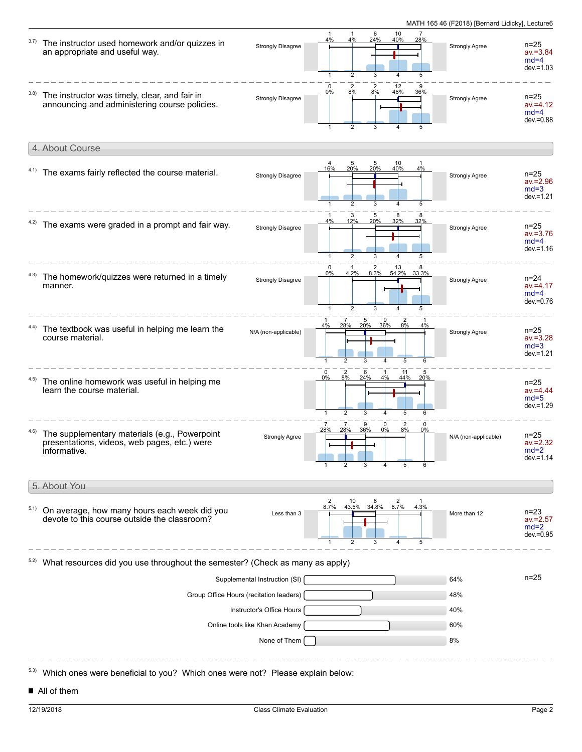3.7) The instructor used homework and/or quizzes in an appropriate and useful way.

| Strongly Disagree | 1 | 2 | 3 | 4 | 5 | Strongly Agree |
|---|---|---|---|---|---|---|
| | 1 (4%) | 1 (4%) | 6 (24%) | 10 (40%) | 7 (28%) | |

n=25, av.=3.84, md=4, dev.=1.03

3.8) The instructor was timely, clear, and fair in announcing and administering course policies.

| Strongly Disagree | 1 | 2 | 3 | 4 | 5 | Strongly Agree |
|---|---|---|---|---|---|---|
| | 0 (0%) | 2 (8%) | 2 (8%) | 12 (48%) | 9 (36%) | |

n=25, av.=4.12, md=4, dev.=0.88

## 4. About Course

4.1) The exams fairly reflected the course material.

| Strongly Disagree | 1 | 2 | 3 | 4 | 5 | Strongly Agree |
|---|---|---|---|---|---|---|
| | 4 (16%) | 5 (20%) | 5 (20%) | 10 (40%) | 1 (4%) | |

n=25, av.=2.96, md=3, dev.=1.21

4.2) The exams were graded in a prompt and fair way.

| Strongly Disagree | 1 | 2 | 3 | 4 | 5 | Strongly Agree |
|---|---|---|---|---|---|---|
| | 1 (4%) | 3 (12%) | 5 (20%) | 8 (32%) | 8 (32%) | |

n=25, av.=3.76, md=4, dev.=1.16

4.3) The homework/quizzes were returned in a timely manner.

| Strongly Disagree | 1 | 2 | 3 | 4 | 5 | Strongly Agree |
|---|---|---|---|---|---|---|
| | 0 (0%) | 1 (4.2%) | 2 (8.3%) | 13 (54.2%) | 8 (33.3%) | |

n=24, av.=4.17, md=4, dev.=0.76

4.4) The textbook was useful in helping me learn the course material.

| N/A (non-applicable) | 1 | 2 | 3 | 4 | 5 | 6 | Strongly Agree |
|---|---|---|---|---|---|---|---|
| | 1 (4%) | 7 (28%) | 5 (20%) | 9 (36%) | 2 (8%) | 1 (4%) | |

n=25, av.=3.28, md=3, dev.=1.21

4.5) The online homework was useful in helping me learn the course material.

| | 1 | 2 | 3 | 4 | 5 | 6 | |
|---|---|---|---|---|---|---|---|
| | 0 (0%) | 2 (8%) | 6 (24%) | 1 (4%) | 11 (44%) | 5 (20%) | |

n=25, av.=4.44, md=5, dev.=1.29

4.6) The supplementary materials (e.g., Powerpoint presentations, videos, web pages, etc.) were informative.

| Strongly Agree | 1 | 2 | 3 | 4 | 5 | 6 | N/A (non-applicable) |
|---|---|---|---|---|---|---|---|
| | 7 (28%) | 7 (28%) | 9 (36%) | 0 (0%) | 2 (8%) | 0 (0%) | |

n=25, av.=2.32, md=2, dev.=1.14

## 5. About You

5.1) On average, how many hours each week did you devote to this course outside the classroom?

| Less than 3 | 1 | 2 | 3 | 4 | 5 | More than 12 |
|---|---|---|---|---|---|---|
| | 2 (8.7%) | 10 (43.5%) | 8 (34.8%) | 2 (8.7%) | 1 (4.3%) | |

n=23, av.=2.57, md=2, dev.=0.95

5.2) What resources did you use throughout the semester? (Check as many as apply)

n=25

| Resource | Percent |
|---|---|
| Supplemental Instruction (SI) | 64% |
| Group Office Hours (recitation leaders) | 48% |
| Instructor's Office Hours | 40% |
| Online tools like Khan Academy | 60% |
| None of Them | 8% |

5.3) Which ones were beneficial to you? Which ones were not? Please explain below:

- All of them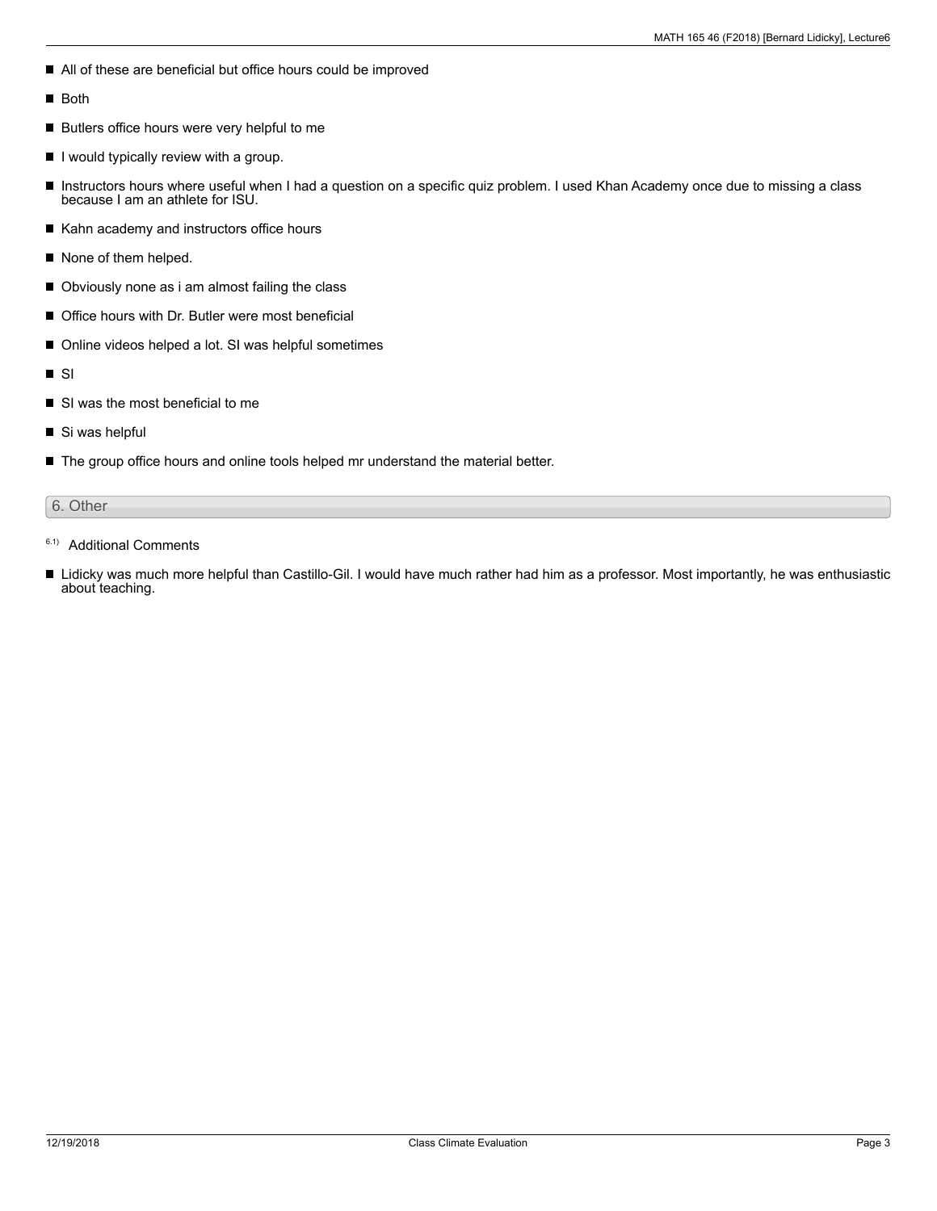- All of these are beneficial but office hours could be improved
- Both
- Butlers office hours were very helpful to me
- I would typically review with a group.
- Instructors hours where useful when I had a question on a specific quiz problem. I used Khan Academy once due to missing a class because I am an athlete for ISU.
- Kahn academy and instructors office hours
- None of them helped.
- Obviously none as i am almost failing the class
- Office hours with Dr. Butler were most beneficial
- Online videos helped a lot. SI was helpful sometimes
- SI
- SI was the most beneficial to me
- Si was helpful
- The group office hours and online tools helped mr understand the material better.

## 6. Other

6.1) Additional Comments

- Lidicky was much more helpful than Castillo-Gil. I would have much rather had him as a professor. Most importantly, he was enthusiastic about teaching.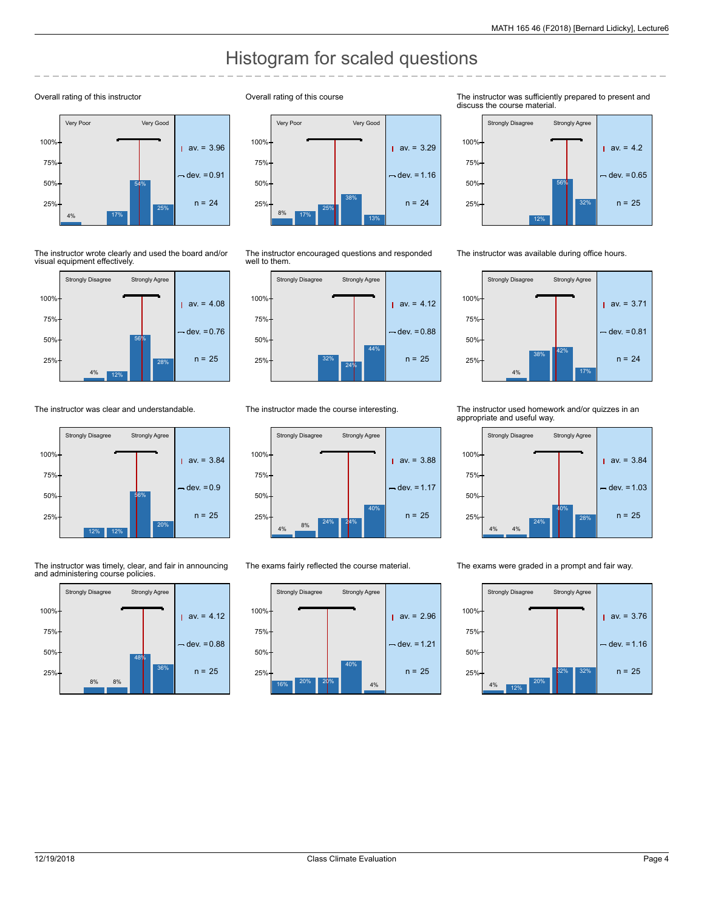# Histogram for scaled questions

### Overall rating of this instructor

Very Poor — Very Good

| 1 | 2 | 3 | 4 | 5 |
|---|---|---|---|---|
| 4% | | 17% | 54% | 25% |

av. = 3.96, dev. = 0.91, n = 24

### Overall rating of this course

Very Poor — Very Good

| 1 | 2 | 3 | 4 | 5 |
|---|---|---|---|---|
| 8% | 17% | 25% | 38% | 13% |

av. = 3.29, dev. = 1.16, n = 24

### The instructor was sufficiently prepared to present and discuss the course material.

Strongly Disagree — Strongly Agree

| 1 | 2 | 3 | 4 | 5 |
|---|---|---|---|---|
| | | 12% | 56% | 32% |

av. = 4.2, dev. = 0.65, n = 25

### The instructor wrote clearly and used the board and/or visual equipment effectively.

Strongly Disagree — Strongly Agree

| 1 | 2 | 3 | 4 | 5 |
|---|---|---|---|---|
| | 4% | 12% | 56% | 28% |

av. = 4.08, dev. = 0.76, n = 25

### The instructor encouraged questions and responded well to them.

Strongly Disagree — Strongly Agree

| 1 | 2 | 3 | 4 | 5 |
|---|---|---|---|---|
| | | 32% | 24% | 44% |

av. = 4.12, dev. = 0.88, n = 25

### The instructor was available during office hours.

Strongly Disagree — Strongly Agree

| 1 | 2 | 3 | 4 | 5 |
|---|---|---|---|---|
| | 4% | 38% | 42% | 17% |

av. = 3.71, dev. = 0.81, n = 24

### The instructor was clear and understandable.

Strongly Disagree — Strongly Agree

| 1 | 2 | 3 | 4 | 5 |
|---|---|---|---|---|
| | 12% | 12% | 56% | 20% |

av. = 3.84, dev. = 0.9, n = 25

### The instructor made the course interesting.

Strongly Disagree — Strongly Agree

| 1 | 2 | 3 | 4 | 5 |
|---|---|---|---|---|
| 4% | 8% | 24% | 24% | 40% |

av. = 3.88, dev. = 1.17, n = 25

### The instructor used homework and/or quizzes in an appropriate and useful way.

Strongly Disagree — Strongly Agree

| 1 | 2 | 3 | 4 | 5 |
|---|---|---|---|---|
| 4% | 4% | 24% | 40% | 28% |

av. = 3.84, dev. = 1.03, n = 25

### The instructor was timely, clear, and fair in announcing and administering course policies.

Strongly Disagree — Strongly Agree

| 1 | 2 | 3 | 4 | 5 |
|---|---|---|---|---|
| | 8% | 8% | 48% | 36% |

av. = 4.12, dev. = 0.88, n = 25

### The exams fairly reflected the course material.

Strongly Disagree — Strongly Agree

| 1 | 2 | 3 | 4 | 5 |
|---|---|---|---|---|
| 16% | 20% | 20% | 40% | 4% |

av. = 2.96, dev. = 1.21, n = 25

### The exams were graded in a prompt and fair way.

Strongly Disagree — Strongly Agree

| 1 | 2 | 3 | 4 | 5 |
|---|---|---|---|---|
| 4% | 12% | 20% | 32% | 32% |

av. = 3.76, dev. = 1.16, n = 25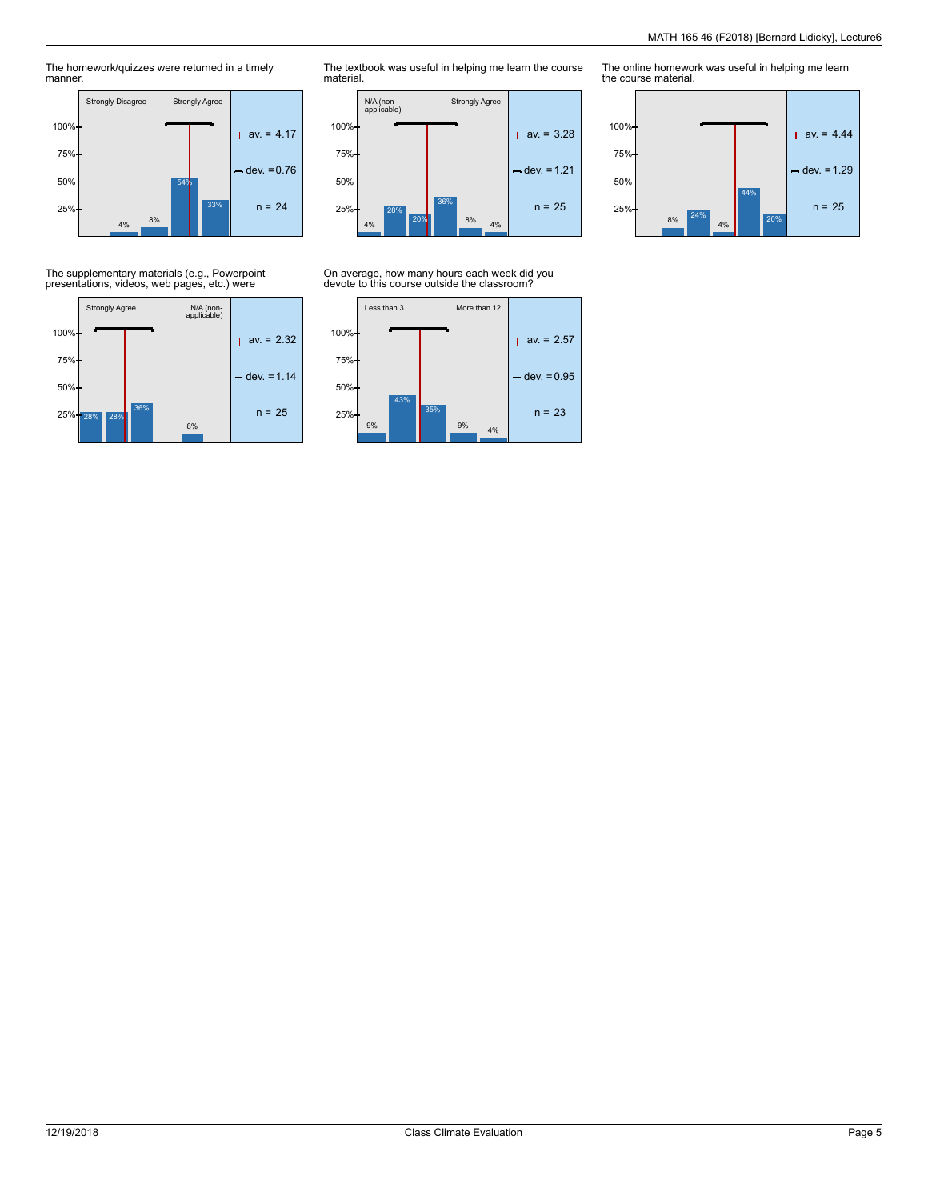The homework/quizzes were returned in a timely manner.

| Strongly Disagree | | | | Strongly Agree |
|---|---|---|---|---|
| | 4% | 8% | 54% | 33% |

av. = 4.17
dev. = 0.76
n = 24

The textbook was useful in helping me learn the course material.

| N/A (non-applicable) | | | | | Strongly Agree |
|---|---|---|---|---|---|
| 4% | 28% | 20% | 36% | 8% | 4% |

av. = 3.28
dev. = 1.21
n = 25

The online homework was useful in helping me learn the course material.

| | | | | |
|---|---|---|---|---|
| 8% | 24% | 4% | 44% | 20% |

av. = 4.44
dev. = 1.29
n = 25

The supplementary materials (e.g., Powerpoint presentations, videos, web pages, etc.) were

| Strongly Agree | | | | | N/A (non-applicable) |
|---|---|---|---|---|---|
| 28% | 28% | 36% | | 8% | |

av. = 2.32
dev. = 1.14
n = 25

On average, how many hours each week did you devote to this course outside the classroom?

| Less than 3 | | | | More than 12 |
|---|---|---|---|---|
| 9% | 43% | 35% | 9% | 4% |

av. = 2.57
dev. = 0.95
n = 23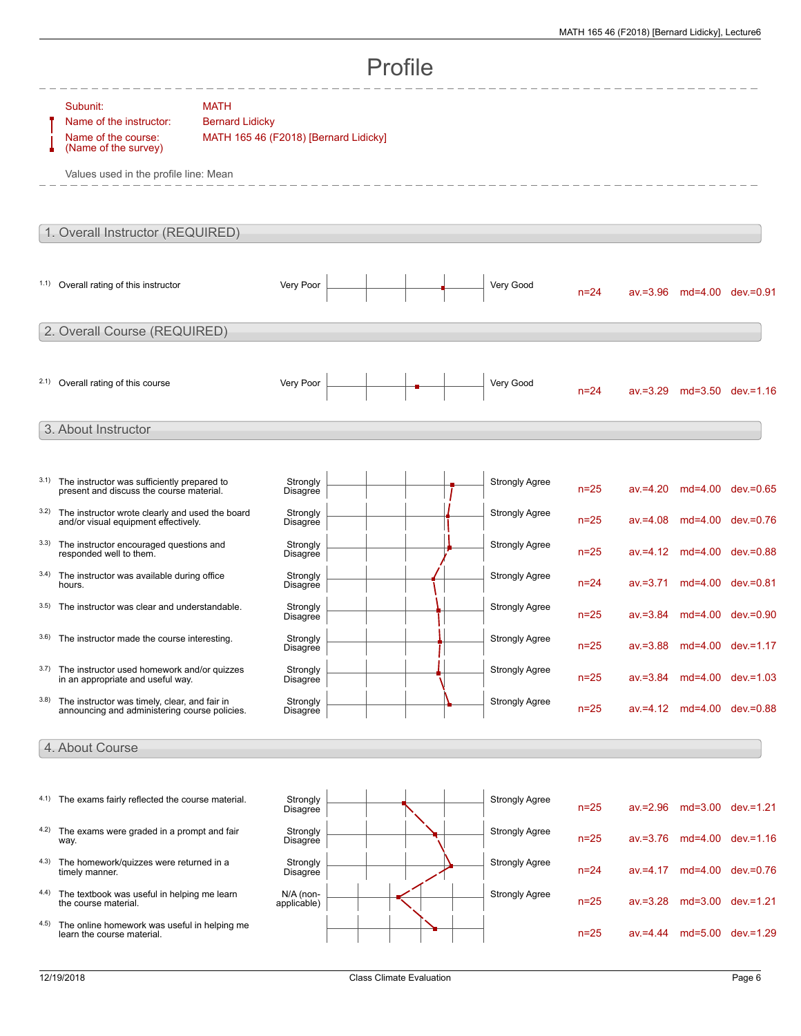# Profile

Subunit: MATH

Name of the instructor: Bernard Lidicky

Name of the course: (Name of the survey) MATH 165 46 (F2018) [Bernard Lidicky]

Values used in the profile line: Mean

## 1. Overall Instructor (REQUIRED)

| | Question | Left pole | Right pole | n | av. | md | dev. |
|---|---|---|---|---|---|---|---|
| 1.1) | Overall rating of this instructor | Very Poor | Very Good | n=24 | av.=3.96 | md=4.00 | dev.=0.91 |

## 2. Overall Course (REQUIRED)

| | Question | Left pole | Right pole | n | av. | md | dev. |
|---|---|---|---|---|---|---|---|
| 2.1) | Overall rating of this course | Very Poor | Very Good | n=24 | av.=3.29 | md=3.50 | dev.=1.16 |

## 3. About Instructor

| | Question | Left pole | Right pole | n | av. | md | dev. |
|---|---|---|---|---|---|---|---|
| 3.1) | The instructor was sufficiently prepared to present and discuss the course material. | Strongly Disagree | Strongly Agree | n=25 | av.=4.20 | md=4.00 | dev.=0.65 |
| 3.2) | The instructor wrote clearly and used the board and/or visual equipment effectively. | Strongly Disagree | Strongly Agree | n=25 | av.=4.08 | md=4.00 | dev.=0.76 |
| 3.3) | The instructor encouraged questions and responded well to them. | Strongly Disagree | Strongly Agree | n=25 | av.=4.12 | md=4.00 | dev.=0.88 |
| 3.4) | The instructor was available during office hours. | Strongly Disagree | Strongly Agree | n=24 | av.=3.71 | md=4.00 | dev.=0.81 |
| 3.5) | The instructor was clear and understandable. | Strongly Disagree | Strongly Agree | n=25 | av.=3.84 | md=4.00 | dev.=0.90 |
| 3.6) | The instructor made the course interesting. | Strongly Disagree | Strongly Agree | n=25 | av.=3.88 | md=4.00 | dev.=1.17 |
| 3.7) | The instructor used homework and/or quizzes in an appropriate and useful way. | Strongly Disagree | Strongly Agree | n=25 | av.=3.84 | md=4.00 | dev.=1.03 |
| 3.8) | The instructor was timely, clear, and fair in announcing and administering course policies. | Strongly Disagree | Strongly Agree | n=25 | av.=4.12 | md=4.00 | dev.=0.88 |

## 4. About Course

| | Question | Left pole | Right pole | n | av. | md | dev. |
|---|---|---|---|---|---|---|---|
| 4.1) | The exams fairly reflected the course material. | Strongly Disagree | Strongly Agree | n=25 | av.=2.96 | md=3.00 | dev.=1.21 |
| 4.2) | The exams were graded in a prompt and fair way. | Strongly Disagree | Strongly Agree | n=25 | av.=3.76 | md=4.00 | dev.=1.16 |
| 4.3) | The homework/quizzes were returned in a timely manner. | Strongly Disagree | Strongly Agree | n=24 | av.=4.17 | md=4.00 | dev.=0.76 |
| 4.4) | The textbook was useful in helping me learn the course material. | N/A (non-applicable) | Strongly Agree | n=25 | av.=3.28 | md=3.00 | dev.=1.21 |
| 4.5) | The online homework was useful in helping me learn the course material. | | | n=25 | av.=4.44 | md=5.00 | dev.=1.29 |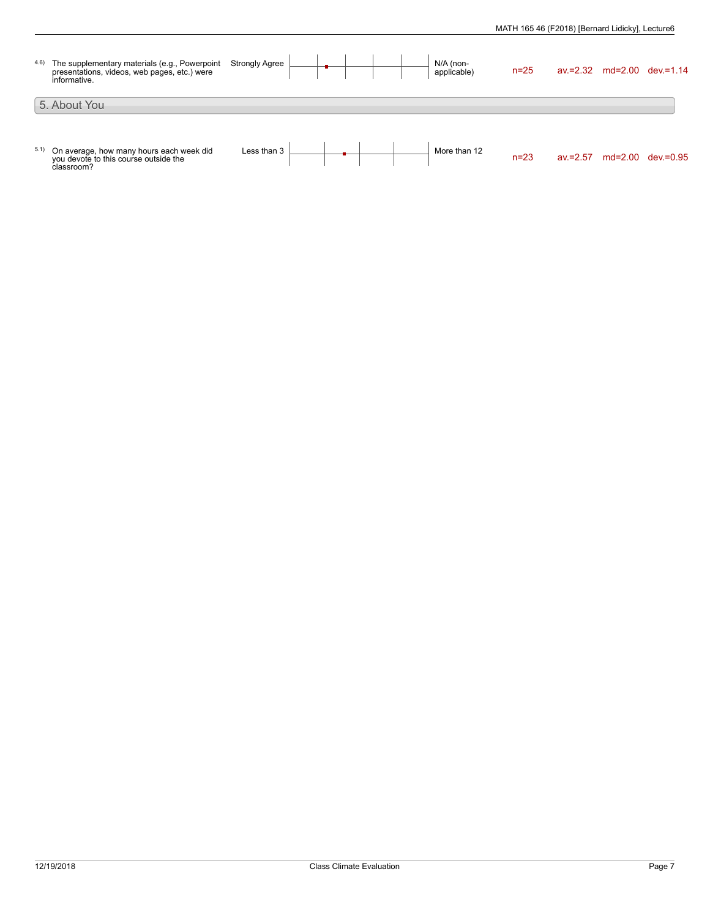4.6) The supplementary materials (e.g., Powerpoint presentations, videos, web pages, etc.) were informative.

Strongly Agree

N/A (non-applicable)

n=25 av.=2.32 md=2.00 dev.=1.14

## 5. About You

5.1) On average, how many hours each week did you devote to this course outside the classroom?

Less than 3

More than 12

n=23 av.=2.57 md=2.00 dev.=0.95